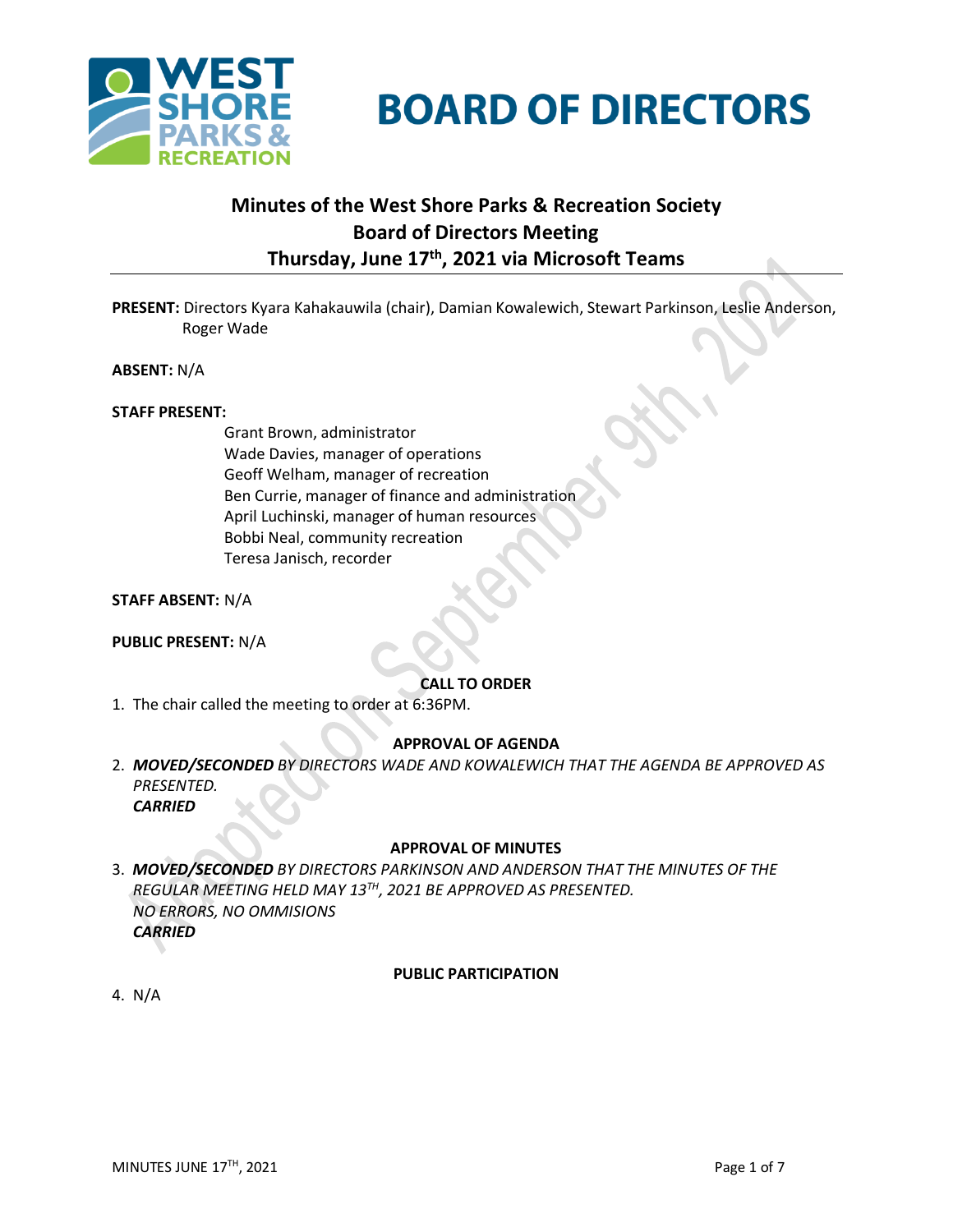# BOARD OF DIRECTORS

## Minutes of the West Shore Parks & Recreation Society Board of Directors Meeting Thursday, June 17th, 2021 via Microsoft Teams

**PRESENT:** Directors Kyara Kahakauwila (chair), Damian Kowalewich, Stewart Parkinson, Leslie Anderson, Roger Wade

**ABSENT:** N/A

**STAFF PRESENT:**

Grant Brown, administrator
Wade Davies, manager of operations
Geoff Welham, manager of recreation
Ben Currie, manager of finance and administration
April Luchinski, manager of human resources
Bobbi Neal, community recreation
Teresa Janisch, recorder

**STAFF ABSENT:** N/A

**PUBLIC PRESENT:** N/A

### CALL TO ORDER

1. The chair called the meeting to order at 6:36PM.

### APPROVAL OF AGENDA

2. ***MOVED/SECONDED*** *BY DIRECTORS WADE AND KOWALEWICH THAT THE AGENDA BE APPROVED AS PRESENTED.*
   ***CARRIED***

### APPROVAL OF MINUTES

3. ***MOVED/SECONDED*** *BY DIRECTORS PARKINSON AND ANDERSON THAT THE MINUTES OF THE REGULAR MEETING HELD MAY 13TH, 2021 BE APPROVED AS PRESENTED.*
   *NO ERRORS, NO OMMISIONS*
   ***CARRIED***

### PUBLIC PARTICIPATION

4. N/A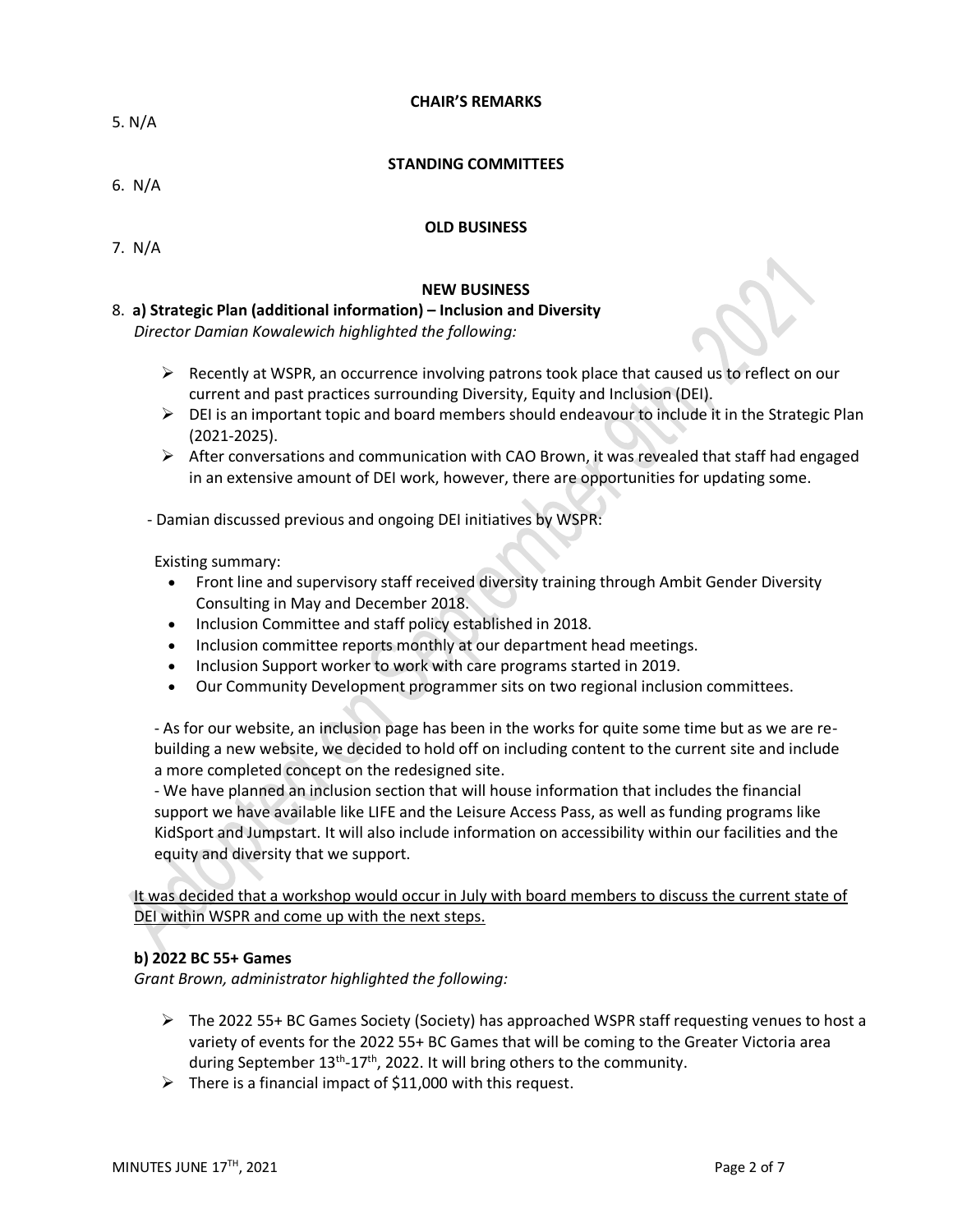**CHAIR'S REMARKS**

5. N/A

**STANDING COMMITTEES**

6. N/A

**OLD BUSINESS**

7. N/A

**NEW BUSINESS**

8. **a) Strategic Plan (additional information) – Inclusion and Diversity**
   *Director Damian Kowalewich highlighted the following:*

   - Recently at WSPR, an occurrence involving patrons took place that caused us to reflect on our current and past practices surrounding Diversity, Equity and Inclusion (DEI).
   - DEI is an important topic and board members should endeavour to include it in the Strategic Plan (2021-2025).
   - After conversations and communication with CAO Brown, it was revealed that staff had engaged in an extensive amount of DEI work, however, there are opportunities for updating some.

   - Damian discussed previous and ongoing DEI initiatives by WSPR:

   Existing summary:
   - Front line and supervisory staff received diversity training through Ambit Gender Diversity Consulting in May and December 2018.
   - Inclusion Committee and staff policy established in 2018.
   - Inclusion committee reports monthly at our department head meetings.
   - Inclusion Support worker to work with care programs started in 2019.
   - Our Community Development programmer sits on two regional inclusion committees.

   - As for our website, an inclusion page has been in the works for quite some time but as we are re-building a new website, we decided to hold off on including content to the current site and include a more completed concept on the redesigned site.
   - We have planned an inclusion section that will house information that includes the financial support we have available like LIFE and the Leisure Access Pass, as well as funding programs like KidSport and Jumpstart. It will also include information on accessibility within our facilities and the equity and diversity that we support.

   It was decided that a workshop would occur in July with board members to discuss the current state of DEI within WSPR and come up with the next steps.

   **b) 2022 BC 55+ Games**
   *Grant Brown, administrator highlighted the following:*

   - The 2022 55+ BC Games Society (Society) has approached WSPR staff requesting venues to host a variety of events for the 2022 55+ BC Games that will be coming to the Greater Victoria area during September 13th-17th, 2022. It will bring others to the community.
   - There is a financial impact of $11,000 with this request.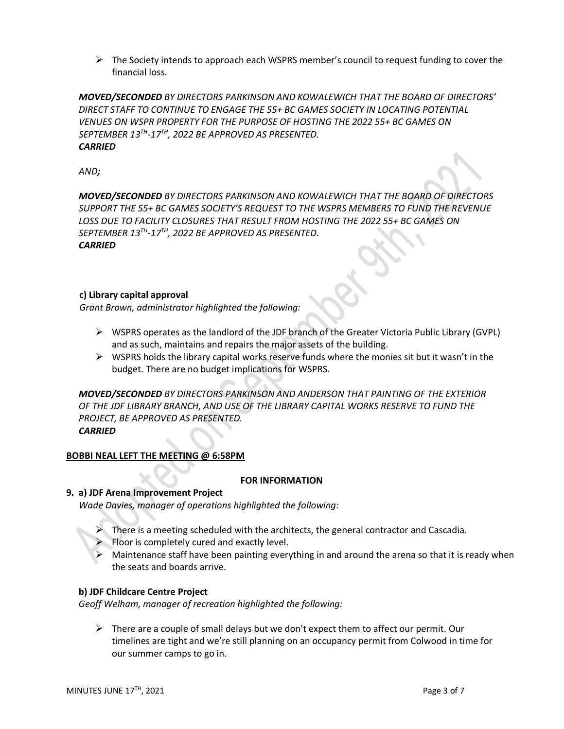- The Society intends to approach each WSPRS member's council to request funding to cover the financial loss.

***MOVED/SECONDED** BY DIRECTORS PARKINSON AND KOWALEWICH THAT THE BOARD OF DIRECTORS' DIRECT STAFF TO CONTINUE TO ENGAGE THE 55+ BC GAMES SOCIETY IN LOCATING POTENTIAL VENUES ON WSPR PROPERTY FOR THE PURPOSE OF HOSTING THE 2022 55+ BC GAMES ON SEPTEMBER 13TH-17TH, 2022 BE APPROVED AS PRESENTED.*
***CARRIED***

*AND**;***

***MOVED/SECONDED** BY DIRECTORS PARKINSON AND KOWALEWICH THAT THE BOARD OF DIRECTORS SUPPORT THE 55+ BC GAMES SOCIETY'S REQUEST TO THE WSPRS MEMBERS TO FUND THE REVENUE LOSS DUE TO FACILITY CLOSURES THAT RESULT FROM HOSTING THE 2022 55+ BC GAMES ON SEPTEMBER 13TH-17TH, 2022 BE APPROVED AS PRESENTED.*
***CARRIED***

**c) Library capital approval**

*Grant Brown, administrator highlighted the following:*

- WSPRS operates as the landlord of the JDF branch of the Greater Victoria Public Library (GVPL) and as such, maintains and repairs the major assets of the building.
- WSPRS holds the library capital works reserve funds where the monies sit but it wasn't in the budget. There are no budget implications for WSPRS.

***MOVED/SECONDED** BY DIRECTORS PARKINSON AND ANDERSON THAT PAINTING OF THE EXTERIOR OF THE JDF LIBRARY BRANCH, AND USE OF THE LIBRARY CAPITAL WORKS RESERVE TO FUND THE PROJECT, BE APPROVED AS PRESENTED.*
***CARRIED***

**BOBBI NEAL LEFT THE MEETING @ 6:58PM**

**FOR INFORMATION**

**9. a) JDF Arena Improvement Project**

*Wade Davies, manager of operations highlighted the following:*

- There is a meeting scheduled with the architects, the general contractor and Cascadia.
- Floor is completely cured and exactly level.
- Maintenance staff have been painting everything in and around the arena so that it is ready when the seats and boards arrive.

**b) JDF Childcare Centre Project**

*Geoff Welham, manager of recreation highlighted the following:*

- There are a couple of small delays but we don't expect them to affect our permit. Our timelines are tight and we're still planning on an occupancy permit from Colwood in time for our summer camps to go in.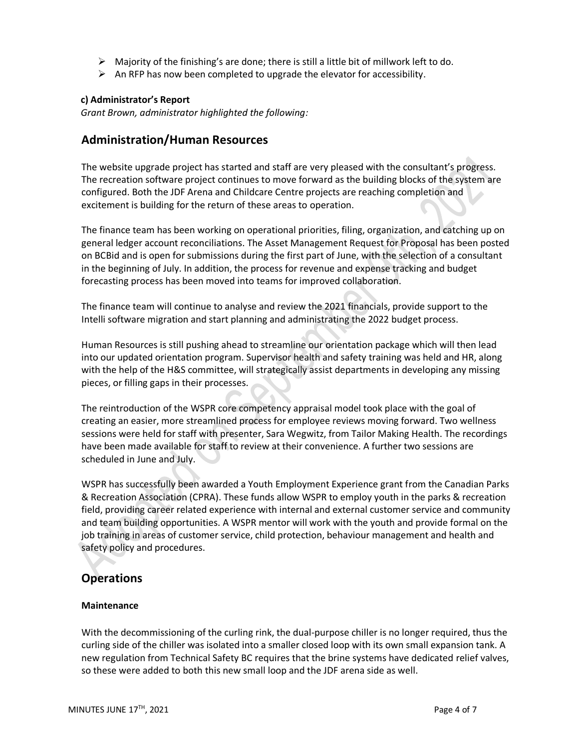- Majority of the finishing's are done; there is still a little bit of millwork left to do.
- An RFP has now been completed to upgrade the elevator for accessibility.

**c) Administrator's Report**

*Grant Brown, administrator highlighted the following:*

## Administration/Human Resources

The website upgrade project has started and staff are very pleased with the consultant's progress. The recreation software project continues to move forward as the building blocks of the system are configured. Both the JDF Arena and Childcare Centre projects are reaching completion and excitement is building for the return of these areas to operation.

The finance team has been working on operational priorities, filing, organization, and catching up on general ledger account reconciliations. The Asset Management Request for Proposal has been posted on BCBid and is open for submissions during the first part of June, with the selection of a consultant in the beginning of July. In addition, the process for revenue and expense tracking and budget forecasting process has been moved into teams for improved collaboration.

The finance team will continue to analyse and review the 2021 financials, provide support to the Intelli software migration and start planning and administrating the 2022 budget process.

Human Resources is still pushing ahead to streamline our orientation package which will then lead into our updated orientation program. Supervisor health and safety training was held and HR, along with the help of the H&S committee, will strategically assist departments in developing any missing pieces, or filling gaps in their processes.

The reintroduction of the WSPR core competency appraisal model took place with the goal of creating an easier, more streamlined process for employee reviews moving forward. Two wellness sessions were held for staff with presenter, Sara Wegwitz, from Tailor Making Health. The recordings have been made available for staff to review at their convenience. A further two sessions are scheduled in June and July.

WSPR has successfully been awarded a Youth Employment Experience grant from the Canadian Parks & Recreation Association (CPRA). These funds allow WSPR to employ youth in the parks & recreation field, providing career related experience with internal and external customer service and community and team building opportunities. A WSPR mentor will work with the youth and provide formal on the job training in areas of customer service, child protection, behaviour management and health and safety policy and procedures.

## Operations

### Maintenance

With the decommissioning of the curling rink, the dual-purpose chiller is no longer required, thus the curling side of the chiller was isolated into a smaller closed loop with its own small expansion tank. A new regulation from Technical Safety BC requires that the brine systems have dedicated relief valves, so these were added to both this new small loop and the JDF arena side as well.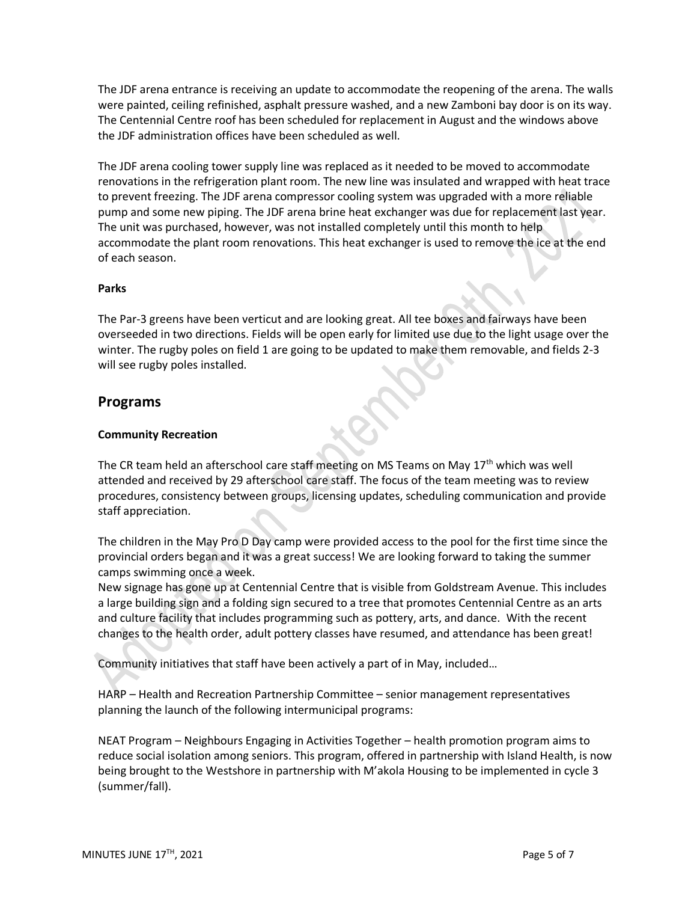The JDF arena entrance is receiving an update to accommodate the reopening of the arena. The walls were painted, ceiling refinished, asphalt pressure washed, and a new Zamboni bay door is on its way. The Centennial Centre roof has been scheduled for replacement in August and the windows above the JDF administration offices have been scheduled as well.

The JDF arena cooling tower supply line was replaced as it needed to be moved to accommodate renovations in the refrigeration plant room. The new line was insulated and wrapped with heat trace to prevent freezing. The JDF arena compressor cooling system was upgraded with a more reliable pump and some new piping. The JDF arena brine heat exchanger was due for replacement last year. The unit was purchased, however, was not installed completely until this month to help accommodate the plant room renovations. This heat exchanger is used to remove the ice at the end of each season.

**Parks**

The Par-3 greens have been verticut and are looking great. All tee boxes and fairways have been overseeded in two directions. Fields will be open early for limited use due to the light usage over the winter. The rugby poles on field 1 are going to be updated to make them removable, and fields 2-3 will see rugby poles installed.

## Programs

**Community Recreation**

The CR team held an afterschool care staff meeting on MS Teams on May 17th which was well attended and received by 29 afterschool care staff. The focus of the team meeting was to review procedures, consistency between groups, licensing updates, scheduling communication and provide staff appreciation.

The children in the May Pro D Day camp were provided access to the pool for the first time since the provincial orders began and it was a great success! We are looking forward to taking the summer camps swimming once a week.
New signage has gone up at Centennial Centre that is visible from Goldstream Avenue. This includes a large building sign and a folding sign secured to a tree that promotes Centennial Centre as an arts and culture facility that includes programming such as pottery, arts, and dance. With the recent changes to the health order, adult pottery classes have resumed, and attendance has been great!

Community initiatives that staff have been actively a part of in May, included…

HARP – Health and Recreation Partnership Committee – senior management representatives planning the launch of the following intermunicipal programs:

NEAT Program – Neighbours Engaging in Activities Together – health promotion program aims to reduce social isolation among seniors. This program, offered in partnership with Island Health, is now being brought to the Westshore in partnership with M'akola Housing to be implemented in cycle 3 (summer/fall).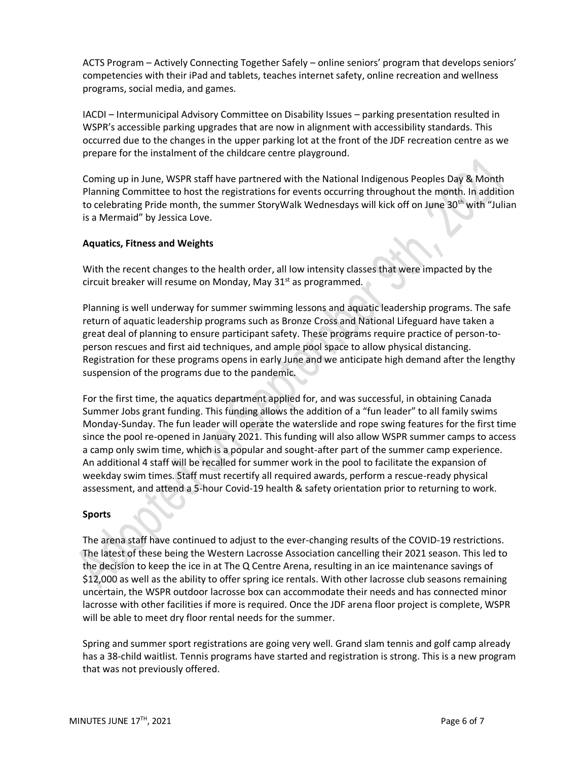ACTS Program – Actively Connecting Together Safely – online seniors' program that develops seniors' competencies with their iPad and tablets, teaches internet safety, online recreation and wellness programs, social media, and games.

IACDI – Intermunicipal Advisory Committee on Disability Issues – parking presentation resulted in WSPR's accessible parking upgrades that are now in alignment with accessibility standards. This occurred due to the changes in the upper parking lot at the front of the JDF recreation centre as we prepare for the instalment of the childcare centre playground.

Coming up in June, WSPR staff have partnered with the National Indigenous Peoples Day & Month Planning Committee to host the registrations for events occurring throughout the month. In addition to celebrating Pride month, the summer StoryWalk Wednesdays will kick off on June 30th with "Julian is a Mermaid" by Jessica Love.

**Aquatics, Fitness and Weights**

With the recent changes to the health order, all low intensity classes that were impacted by the circuit breaker will resume on Monday, May 31st as programmed.

Planning is well underway for summer swimming lessons and aquatic leadership programs. The safe return of aquatic leadership programs such as Bronze Cross and National Lifeguard have taken a great deal of planning to ensure participant safety. These programs require practice of person-to-person rescues and first aid techniques, and ample pool space to allow physical distancing. Registration for these programs opens in early June and we anticipate high demand after the lengthy suspension of the programs due to the pandemic.

For the first time, the aquatics department applied for, and was successful, in obtaining Canada Summer Jobs grant funding. This funding allows the addition of a "fun leader" to all family swims Monday-Sunday. The fun leader will operate the waterslide and rope swing features for the first time since the pool re-opened in January 2021. This funding will also allow WSPR summer camps to access a camp only swim time, which is a popular and sought-after part of the summer camp experience. An additional 4 staff will be recalled for summer work in the pool to facilitate the expansion of weekday swim times. Staff must recertify all required awards, perform a rescue-ready physical assessment, and attend a 5-hour Covid-19 health & safety orientation prior to returning to work.

**Sports**

The arena staff have continued to adjust to the ever-changing results of the COVID-19 restrictions. The latest of these being the Western Lacrosse Association cancelling their 2021 season. This led to the decision to keep the ice in at The Q Centre Arena, resulting in an ice maintenance savings of $12,000 as well as the ability to offer spring ice rentals. With other lacrosse club seasons remaining uncertain, the WSPR outdoor lacrosse box can accommodate their needs and has connected minor lacrosse with other facilities if more is required. Once the JDF arena floor project is complete, WSPR will be able to meet dry floor rental needs for the summer.

Spring and summer sport registrations are going very well. Grand slam tennis and golf camp already has a 38-child waitlist. Tennis programs have started and registration is strong. This is a new program that was not previously offered.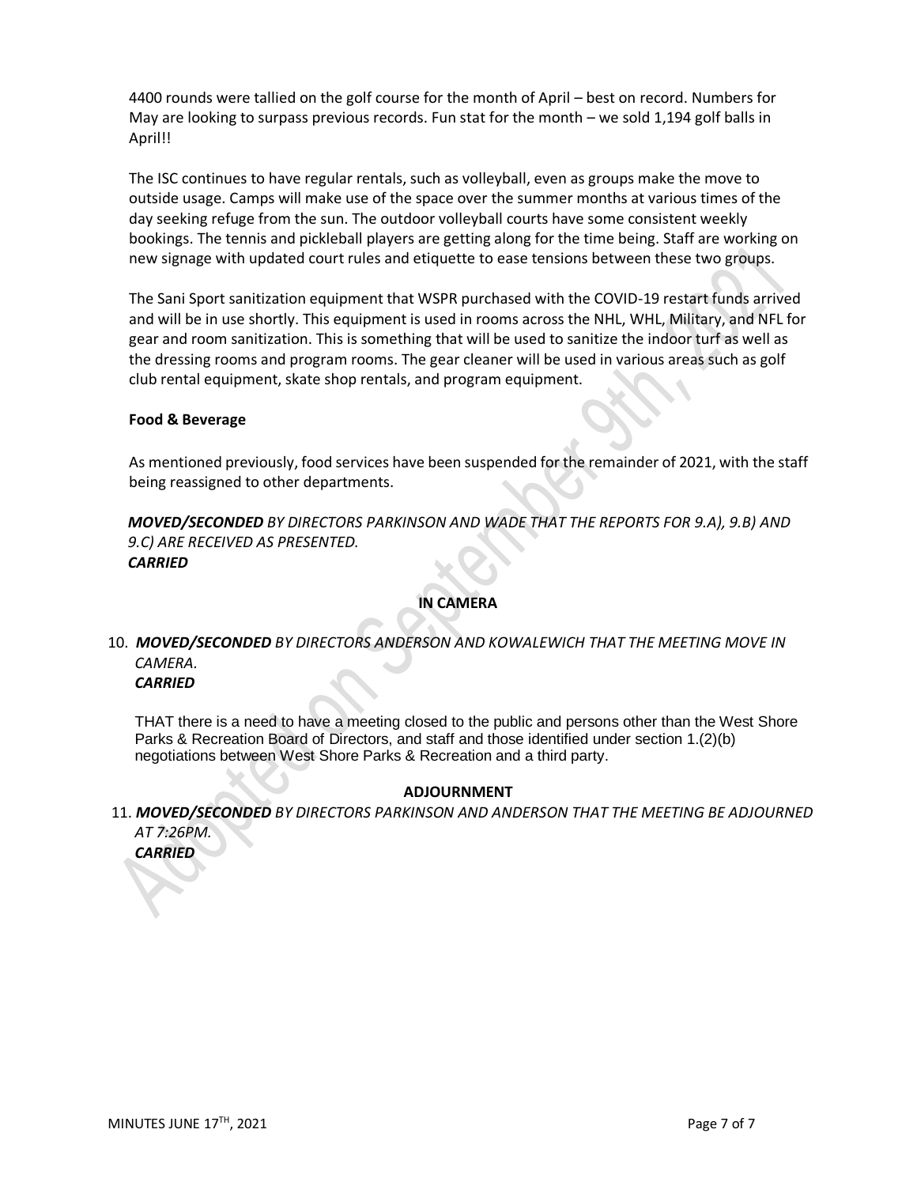4400 rounds were tallied on the golf course for the month of April – best on record. Numbers for May are looking to surpass previous records. Fun stat for the month – we sold 1,194 golf balls in April!!

The ISC continues to have regular rentals, such as volleyball, even as groups make the move to outside usage. Camps will make use of the space over the summer months at various times of the day seeking refuge from the sun. The outdoor volleyball courts have some consistent weekly bookings. The tennis and pickleball players are getting along for the time being. Staff are working on new signage with updated court rules and etiquette to ease tensions between these two groups.

The Sani Sport sanitization equipment that WSPR purchased with the COVID-19 restart funds arrived and will be in use shortly. This equipment is used in rooms across the NHL, WHL, Military, and NFL for gear and room sanitization. This is something that will be used to sanitize the indoor turf as well as the dressing rooms and program rooms. The gear cleaner will be used in various areas such as golf club rental equipment, skate shop rentals, and program equipment.

**Food & Beverage**

As mentioned previously, food services have been suspended for the remainder of 2021, with the staff being reassigned to other departments.

***MOVED/SECONDED*** *BY DIRECTORS PARKINSON AND WADE THAT THE REPORTS FOR 9.A), 9.B) AND 9.C) ARE RECEIVED AS PRESENTED.*
***CARRIED***

## IN CAMERA

10. ***MOVED/SECONDED*** *BY DIRECTORS ANDERSON AND KOWALEWICH THAT THE MEETING MOVE IN CAMERA.*
***CARRIED***

THAT there is a need to have a meeting closed to the public and persons other than the West Shore Parks & Recreation Board of Directors, and staff and those identified under section 1.(2)(b) negotiations between West Shore Parks & Recreation and a third party.

## ADJOURNMENT

11. ***MOVED/SECONDED*** *BY DIRECTORS PARKINSON AND ANDERSON THAT THE MEETING BE ADJOURNED AT 7:26PM.*
***CARRIED***

Adopted on September 9th, 2021